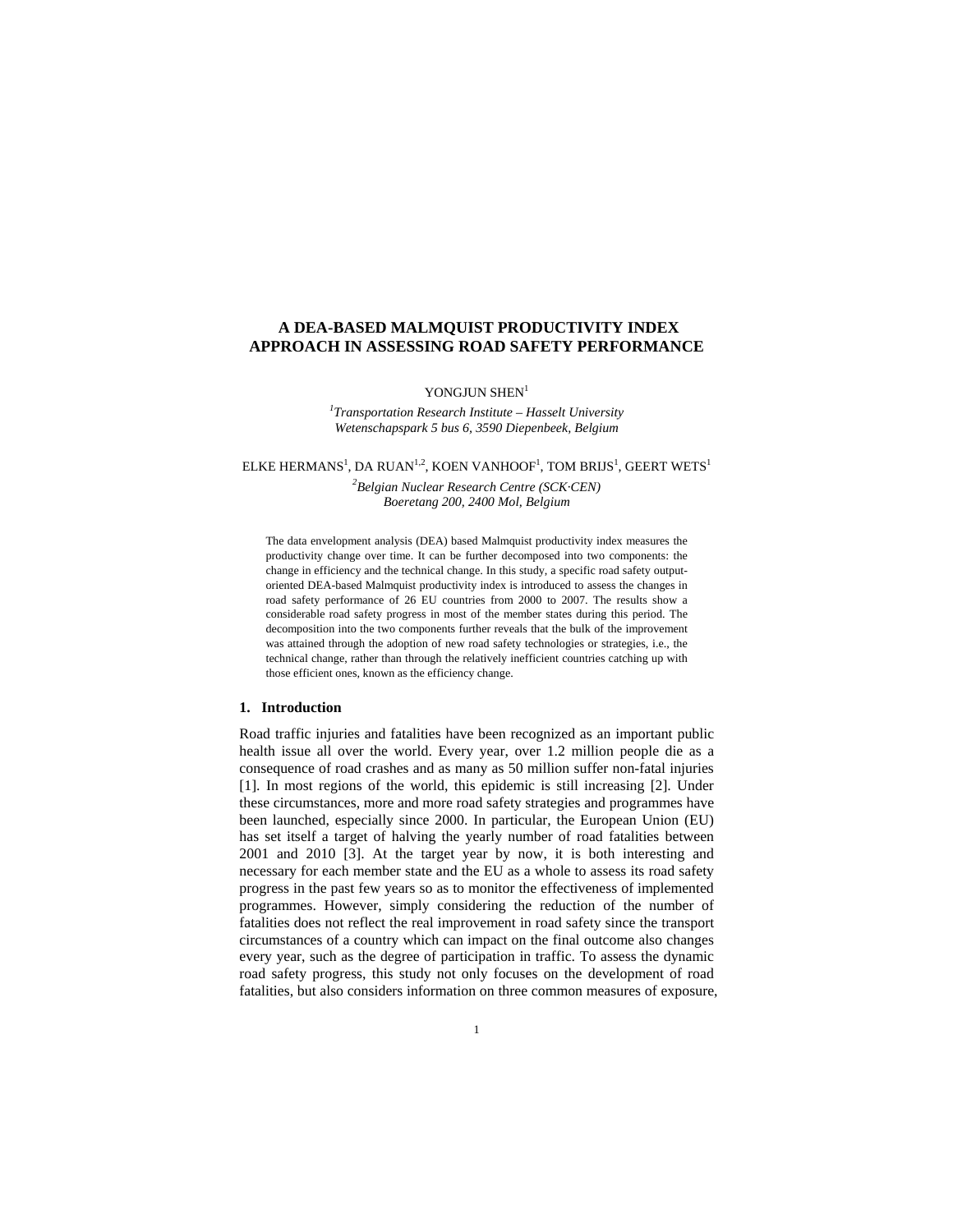# A DEA-BASED MALMQUIST PRODUCTIVITY INDEX APPROACH IN ASSESSING ROAD SAFETY PERFORMANCE

YONGJUN SHEN[1]

*[1]Transportation Research Institute – Hasselt University*
*Wetenschapspark 5 bus 6, 3590 Diepenbeek, Belgium*

ELKE HERMANS[1], DA RUAN[1,2], KOEN VANHOOF[1], TOM BRIJS[1], GEERT WETS[1]

*[2]Belgian Nuclear Research Centre (SCK·CEN)*
*Boeretang 200, 2400 Mol, Belgium*

The data envelopment analysis (DEA) based Malmquist productivity index measures the productivity change over time. It can be further decomposed into two components: the change in efficiency and the technical change. In this study, a specific road safety output-oriented DEA-based Malmquist productivity index is introduced to assess the changes in road safety performance of 26 EU countries from 2000 to 2007. The results show a considerable road safety progress in most of the member states during this period. The decomposition into the two components further reveals that the bulk of the improvement was attained through the adoption of new road safety technologies or strategies, i.e., the technical change, rather than through the relatively inefficient countries catching up with those efficient ones, known as the efficiency change.

## 1. Introduction

Road traffic injuries and fatalities have been recognized as an important public health issue all over the world. Every year, over 1.2 million people die as a consequence of road crashes and as many as 50 million suffer non-fatal injuries [1]. In most regions of the world, this epidemic is still increasing [2]. Under these circumstances, more and more road safety strategies and programmes have been launched, especially since 2000. In particular, the European Union (EU) has set itself a target of halving the yearly number of road fatalities between 2001 and 2010 [3]. At the target year by now, it is both interesting and necessary for each member state and the EU as a whole to assess its road safety progress in the past few years so as to monitor the effectiveness of implemented programmes. However, simply considering the reduction of the number of fatalities does not reflect the real improvement in road safety since the transport circumstances of a country which can impact on the final outcome also changes every year, such as the degree of participation in traffic. To assess the dynamic road safety progress, this study not only focuses on the development of road fatalities, but also considers information on three common measures of exposure,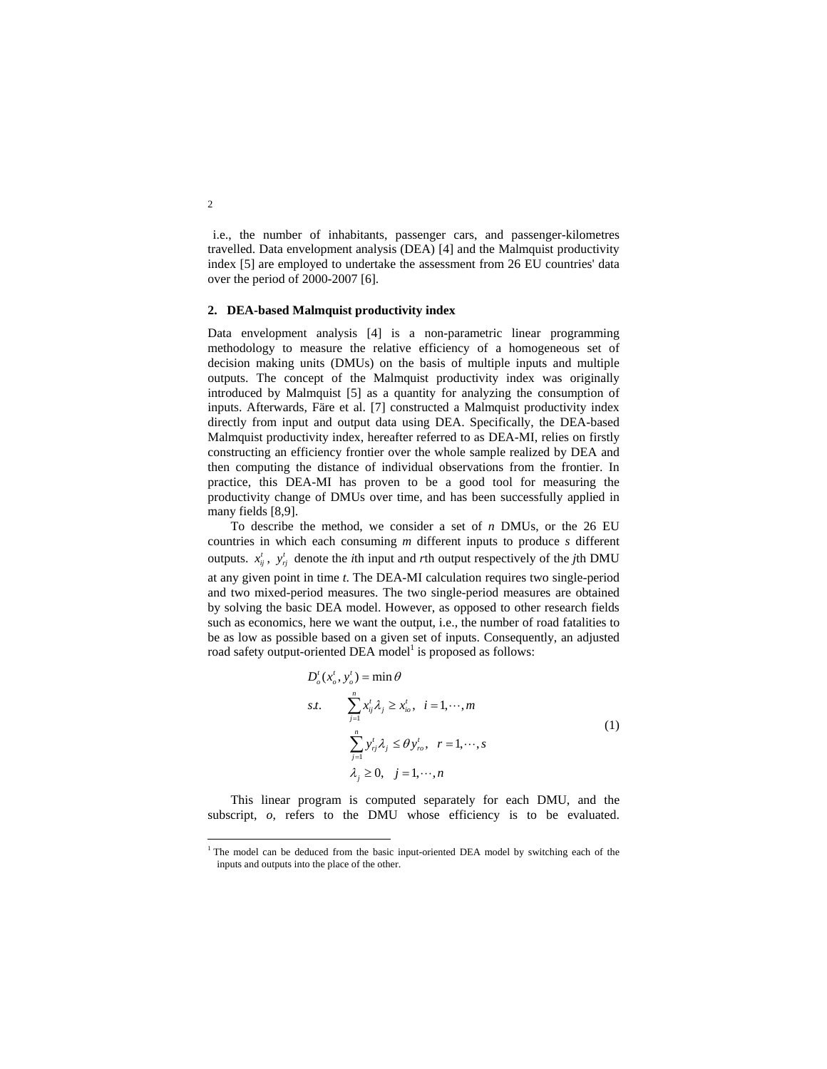i.e., the number of inhabitants, passenger cars, and passenger-kilometres travelled. Data envelopment analysis (DEA) [4] and the Malmquist productivity index [5] are employed to undertake the assessment from 26 EU countries' data over the period of 2000-2007 [6].

## 2. DEA-based Malmquist productivity index

Data envelopment analysis [4] is a non-parametric linear programming methodology to measure the relative efficiency of a homogeneous set of decision making units (DMUs) on the basis of multiple inputs and multiple outputs. The concept of the Malmquist productivity index was originally introduced by Malmquist [5] as a quantity for analyzing the consumption of inputs. Afterwards, Färe et al. [7] constructed a Malmquist productivity index directly from input and output data using DEA. Specifically, the DEA-based Malmquist productivity index, hereafter referred to as DEA-MI, relies on firstly constructing an efficiency frontier over the whole sample realized by DEA and then computing the distance of individual observations from the frontier. In practice, this DEA-MI has proven to be a good tool for measuring the productivity change of DMUs over time, and has been successfully applied in many fields [8,9].

To describe the method, we consider a set of *n* DMUs, or the 26 EU countries in which each consuming *m* different inputs to produce *s* different outputs. $x_{ij}^t$, $y_{rj}^t$ denote the *i*th input and *r*th output respectively of the *j*th DMU at any given point in time *t*. The DEA-MI calculation requires two single-period and two mixed-period measures. The two single-period measures are obtained by solving the basic DEA model. However, as opposed to other research fields such as economics, here we want the output, i.e., the number of road fatalities to be as low as possible based on a given set of inputs. Consequently, an adjusted road safety output-oriented DEA model[1] is proposed as follows:

$$
\begin{aligned}
& D_o^t(x_o^t, y_o^t) = \min \theta \\
& s.t. \quad \sum_{j=1}^{n} x_{ij}^t \lambda_j \geq x_{io}^t, \quad i = 1, \cdots, m \\
& \qquad\; \sum_{j=1}^{n} y_{rj}^t \lambda_j \leq \theta y_{ro}^t, \quad r = 1, \cdots, s \\
& \qquad\; \lambda_j \geq 0, \quad j = 1, \cdots, n
\end{aligned}
\tag{1}
$$

This linear program is computed separately for each DMU, and the subscript, *o*, refers to the DMU whose efficiency is to be evaluated.

[1] The model can be deduced from the basic input-oriented DEA model by switching each of the inputs and outputs into the place of the other.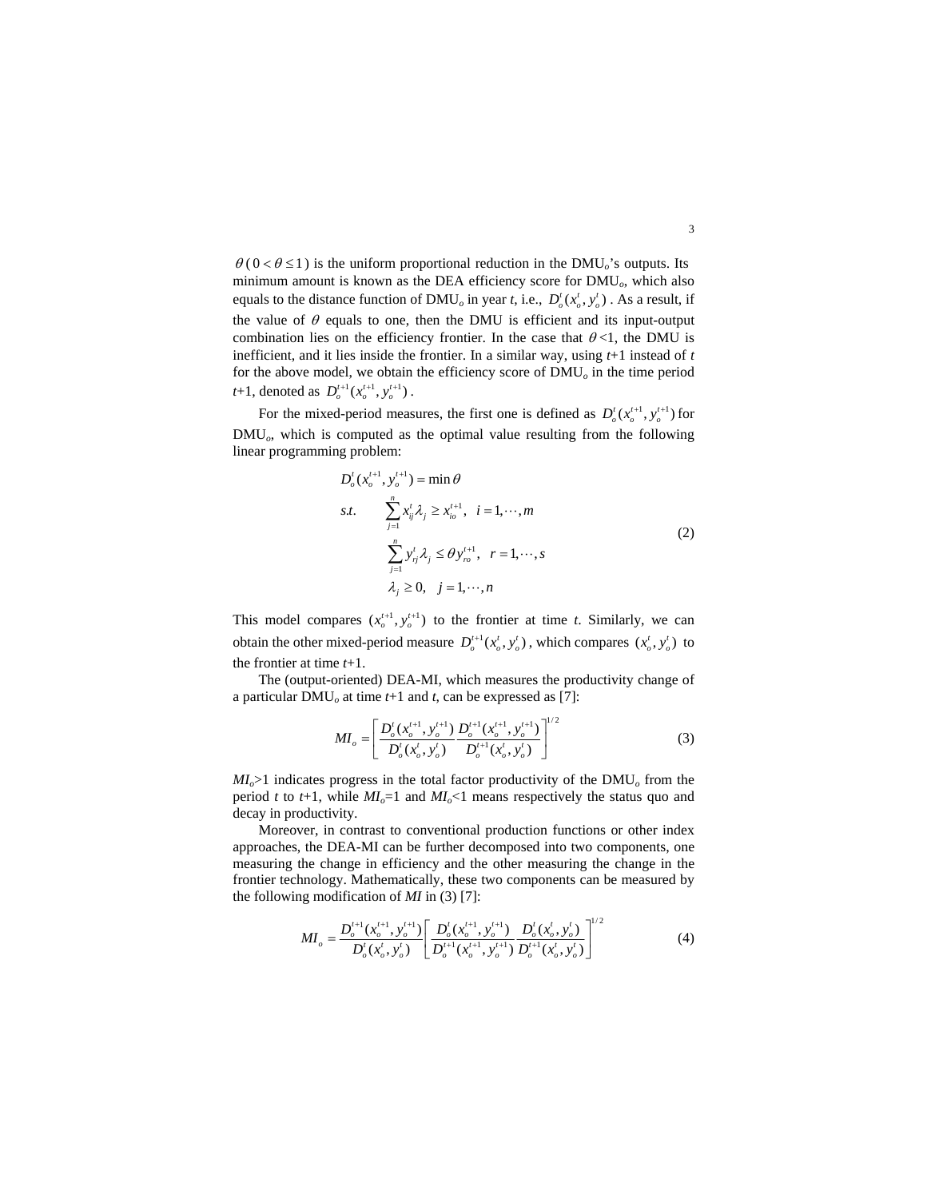$\theta$ ($0 < \theta \leq 1$) is the uniform proportional reduction in the DMU$_o$'s outputs. Its minimum amount is known as the DEA efficiency score for DMU$_o$, which also equals to the distance function of DMU$_o$ in year $t$, i.e., $D_o^t(x_o^t, y_o^t)$. As a result, if the value of $\theta$ equals to one, then the DMU is efficient and its input-output combination lies on the efficiency frontier. In the case that $\theta$<1, the DMU is inefficient, and it lies inside the frontier. In a similar way, using $t$+1 instead of $t$ for the above model, we obtain the efficiency score of DMU$_o$ in the time period $t$+1, denoted as $D_o^{t+1}(x_o^{t+1}, y_o^{t+1})$.

For the mixed-period measures, the first one is defined as $D_o^t(x_o^{t+1}, y_o^{t+1})$ for DMU$_o$, which is computed as the optimal value resulting from the following linear programming problem:

$$
\begin{aligned}
& D_o^t(x_o^{t+1}, y_o^{t+1}) = \min \theta \\
& s.t. \qquad \sum_{j=1}^{n} x_{ij}^t \lambda_j \geq x_{io}^{t+1}, \quad i = 1, \cdots, m \\
& \qquad\qquad \sum_{j=1}^{n} y_{rj}^t \lambda_j \leq \theta y_{ro}^{t+1}, \quad r = 1, \cdots, s \\
& \qquad\qquad \lambda_j \geq 0, \quad j = 1, \cdots, n
\end{aligned}
\tag{2}
$$

This model compares $(x_o^{t+1}, y_o^{t+1})$ to the frontier at time $t$. Similarly, we can obtain the other mixed-period measure $D_o^{t+1}(x_o^t, y_o^t)$, which compares $(x_o^t, y_o^t)$ to the frontier at time $t$+1.

The (output-oriented) DEA-MI, which measures the productivity change of a particular DMU$_o$ at time $t$+1 and $t$, can be expressed as [7]:

$$
MI_o = \left[ \frac{D_o^t(x_o^{t+1}, y_o^{t+1})}{D_o^t(x_o^t, y_o^t)} \frac{D_o^{t+1}(x_o^{t+1}, y_o^{t+1})}{D_o^{t+1}(x_o^t, y_o^t)} \right]^{1/2}
\tag{3}
$$

$MI_o$>1 indicates progress in the total factor productivity of the DMU$_o$ from the period $t$ to $t$+1, while $MI_o$=1 and $MI_o$<1 means respectively the status quo and decay in productivity.

Moreover, in contrast to conventional production functions or other index approaches, the DEA-MI can be further decomposed into two components, one measuring the change in efficiency and the other measuring the change in the frontier technology. Mathematically, these two components can be measured by the following modification of $MI$ in (3) [7]:

$$
MI_o = \frac{D_o^{t+1}(x_o^{t+1}, y_o^{t+1})}{D_o^t(x_o^t, y_o^t)} \left[ \frac{D_o^t(x_o^{t+1}, y_o^{t+1})}{D_o^{t+1}(x_o^{t+1}, y_o^{t+1})} \frac{D_o^t(x_o^t, y_o^t)}{D_o^{t+1}(x_o^t, y_o^t)} \right]^{1/2}
\tag{4}
$$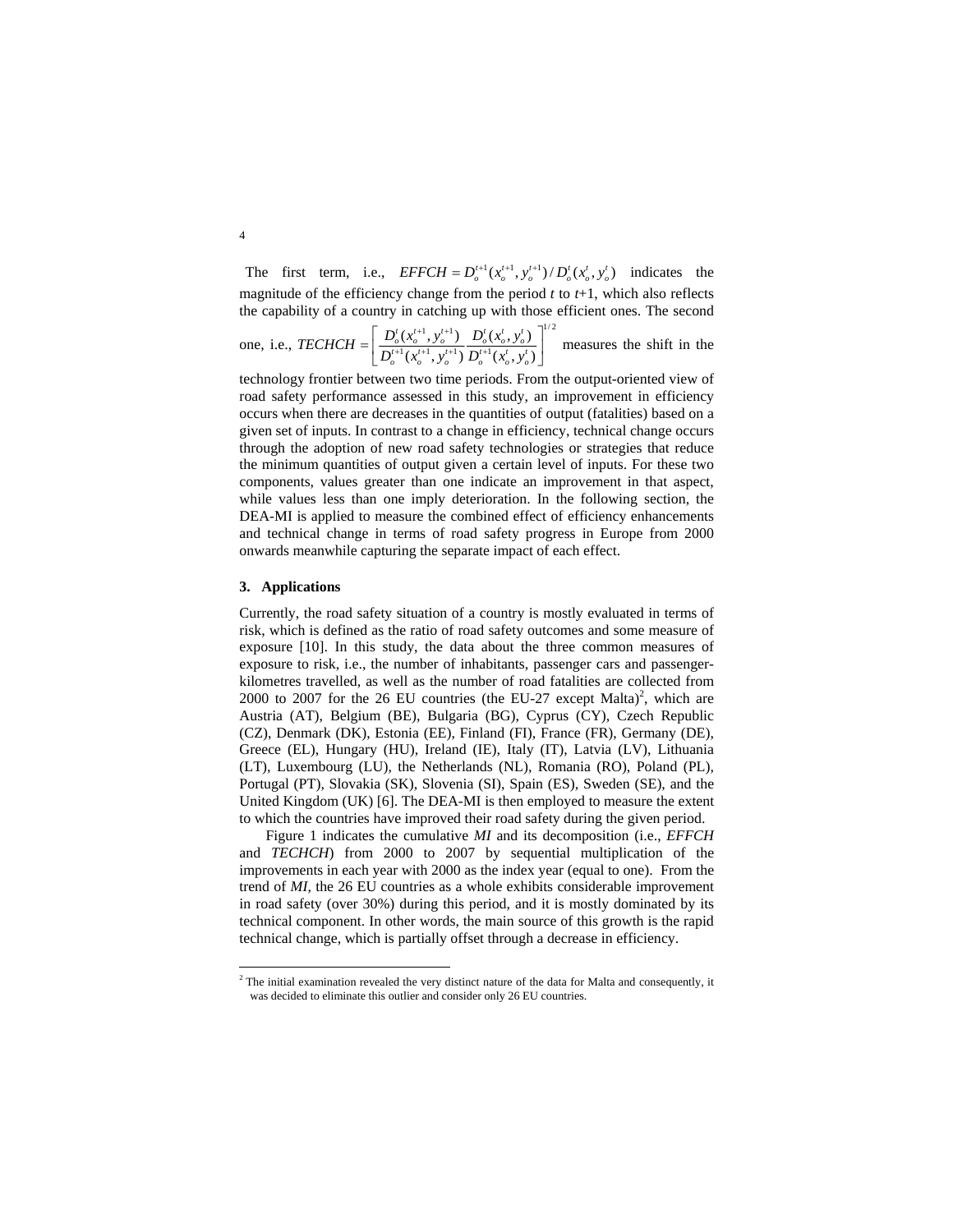The first term, i.e., $EFFCH = D_o^{t+1}(x_o^{t+1}, y_o^{t+1}) / D_o^t(x_o^t, y_o^t)$ indicates the magnitude of the efficiency change from the period *t* to *t*+1, which also reflects the capability of a country in catching up with those efficient ones. The second one, i.e., $TECHCH = \left[ \frac{D_o^t(x_o^{t+1}, y_o^{t+1})}{D_o^{t+1}(x_o^{t+1}, y_o^{t+1})} \frac{D_o^t(x_o^t, y_o^t)}{D_o^{t+1}(x_o^t, y_o^t)} \right]^{1/2}$ measures the shift in the technology frontier between two time periods. From the output-oriented view of road safety performance assessed in this study, an improvement in efficiency occurs when there are decreases in the quantities of output (fatalities) based on a given set of inputs. In contrast to a change in efficiency, technical change occurs through the adoption of new road safety technologies or strategies that reduce the minimum quantities of output given a certain level of inputs. For these two components, values greater than one indicate an improvement in that aspect, while values less than one imply deterioration. In the following section, the DEA-MI is applied to measure the combined effect of efficiency enhancements and technical change in terms of road safety progress in Europe from 2000 onwards meanwhile capturing the separate impact of each effect.

### 3. Applications

Currently, the road safety situation of a country is mostly evaluated in terms of risk, which is defined as the ratio of road safety outcomes and some measure of exposure [10]. In this study, the data about the three common measures of exposure to risk, i.e., the number of inhabitants, passenger cars and passenger-kilometres travelled, as well as the number of road fatalities are collected from 2000 to 2007 for the 26 EU countries (the EU-27 except Malta)[2], which are Austria (AT), Belgium (BE), Bulgaria (BG), Cyprus (CY), Czech Republic (CZ), Denmark (DK), Estonia (EE), Finland (FI), France (FR), Germany (DE), Greece (EL), Hungary (HU), Ireland (IE), Italy (IT), Latvia (LV), Lithuania (LT), Luxembourg (LU), the Netherlands (NL), Romania (RO), Poland (PL), Portugal (PT), Slovakia (SK), Slovenia (SI), Spain (ES), Sweden (SE), and the United Kingdom (UK) [6]. The DEA-MI is then employed to measure the extent to which the countries have improved their road safety during the given period.

Figure 1 indicates the cumulative *MI* and its decomposition (i.e., *EFFCH* and *TECHCH*) from 2000 to 2007 by sequential multiplication of the improvements in each year with 2000 as the index year (equal to one). From the trend of *MI*, the 26 EU countries as a whole exhibits considerable improvement in road safety (over 30%) during this period, and it is mostly dominated by its technical component. In other words, the main source of this growth is the rapid technical change, which is partially offset through a decrease in efficiency.

[2] The initial examination revealed the very distinct nature of the data for Malta and consequently, it was decided to eliminate this outlier and consider only 26 EU countries.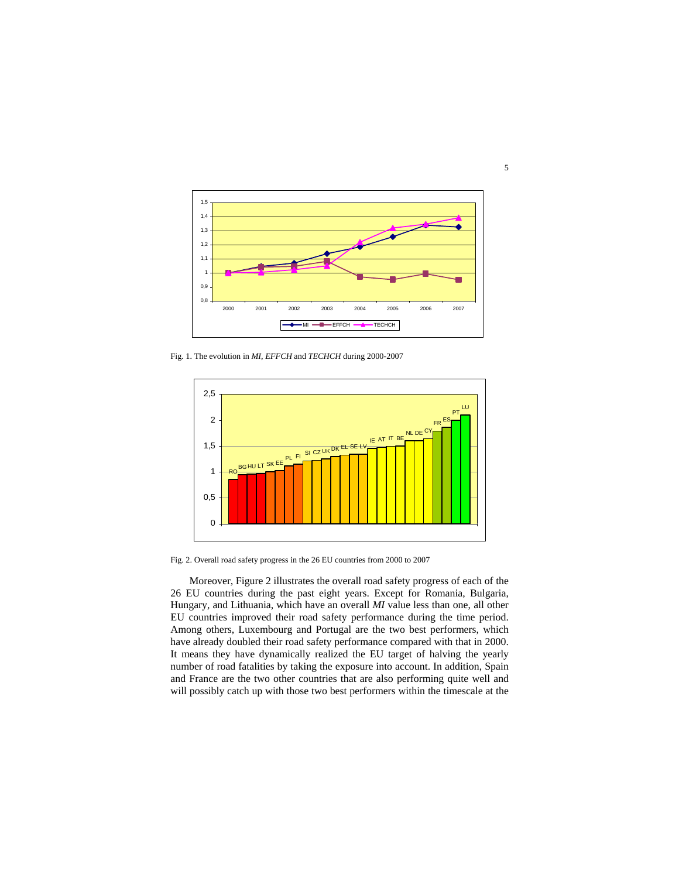Fig. 1. The evolution in *MI*, *EFFCH* and *TECHCH* during 2000-2007

Fig. 2. Overall road safety progress in the 26 EU countries from 2000 to 2007

Moreover, Figure 2 illustrates the overall road safety progress of each of the 26 EU countries during the past eight years. Except for Romania, Bulgaria, Hungary, and Lithuania, which have an overall *MI* value less than one, all other EU countries improved their road safety performance during the time period. Among others, Luxembourg and Portugal are the two best performers, which have already doubled their road safety performance compared with that in 2000. It means they have dynamically realized the EU target of halving the yearly number of road fatalities by taking the exposure into account. In addition, Spain and France are the two other countries that are also performing quite well and will possibly catch up with those two best performers within the timescale at the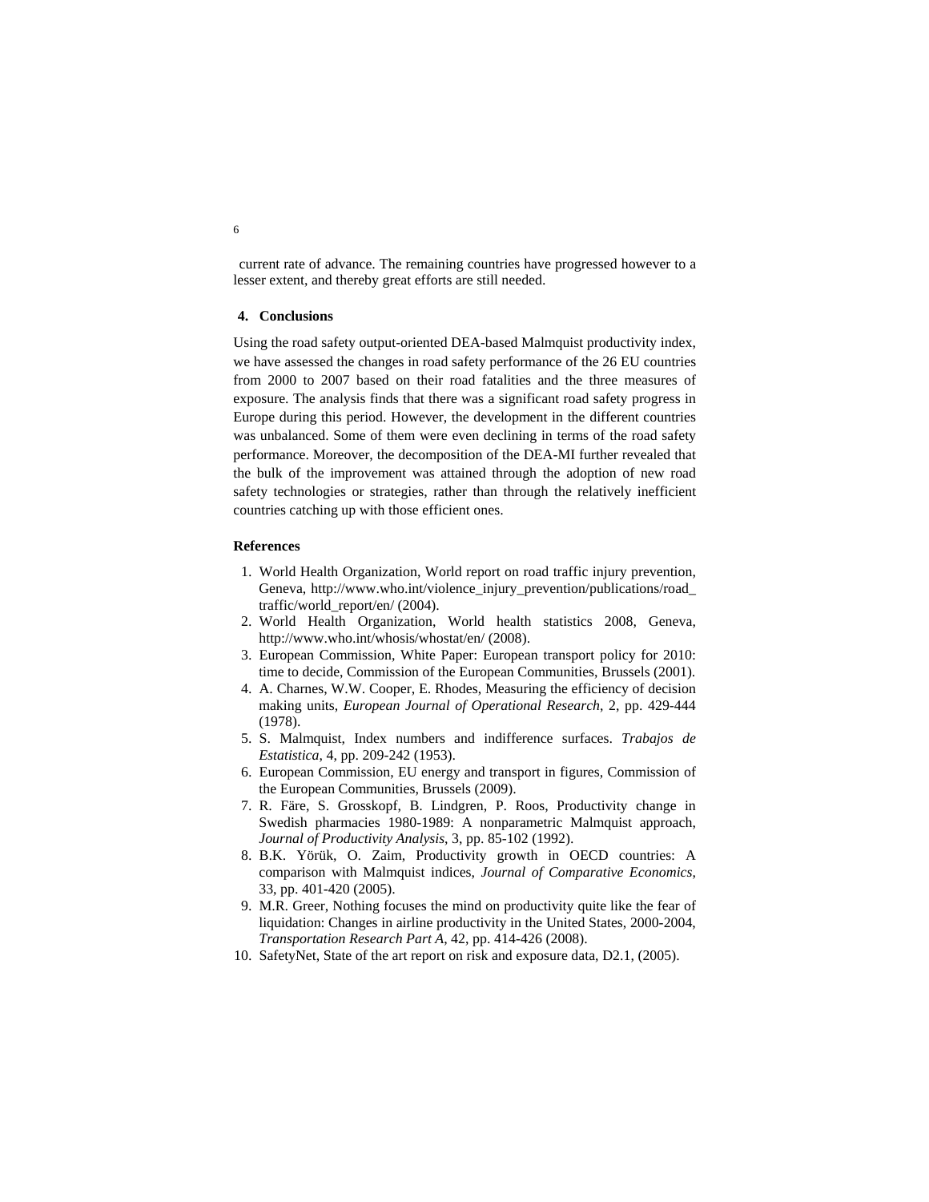current rate of advance. The remaining countries have progressed however to a lesser extent, and thereby great efforts are still needed.

## 4. Conclusions

Using the road safety output-oriented DEA-based Malmquist productivity index, we have assessed the changes in road safety performance of the 26 EU countries from 2000 to 2007 based on their road fatalities and the three measures of exposure. The analysis finds that there was a significant road safety progress in Europe during this period. However, the development in the different countries was unbalanced. Some of them were even declining in terms of the road safety performance. Moreover, the decomposition of the DEA-MI further revealed that the bulk of the improvement was attained through the adoption of new road safety technologies or strategies, rather than through the relatively inefficient countries catching up with those efficient ones.

## References

1. World Health Organization, World report on road traffic injury prevention, Geneva, http://www.who.int/violence_injury_prevention/publications/road_traffic/world_report/en/ (2004).
2. World Health Organization, World health statistics 2008, Geneva, http://www.who.int/whosis/whostat/en/ (2008).
3. European Commission, White Paper: European transport policy for 2010: time to decide, Commission of the European Communities, Brussels (2001).
4. A. Charnes, W.W. Cooper, E. Rhodes, Measuring the efficiency of decision making units, *European Journal of Operational Research*, 2, pp. 429-444 (1978).
5. S. Malmquist, Index numbers and indifference surfaces. *Trabajos de Estatistica*, 4, pp. 209-242 (1953).
6. European Commission, EU energy and transport in figures, Commission of the European Communities, Brussels (2009).
7. R. Färe, S. Grosskopf, B. Lindgren, P. Roos, Productivity change in Swedish pharmacies 1980-1989: A nonparametric Malmquist approach, *Journal of Productivity Analysis*, 3, pp. 85-102 (1992).
8. B.K. Yörük, O. Zaim, Productivity growth in OECD countries: A comparison with Malmquist indices, *Journal of Comparative Economics*, 33, pp. 401-420 (2005).
9. M.R. Greer, Nothing focuses the mind on productivity quite like the fear of liquidation: Changes in airline productivity in the United States, 2000-2004, *Transportation Research Part A*, 42, pp. 414-426 (2008).
10. SafetyNet, State of the art report on risk and exposure data, D2.1, (2005).